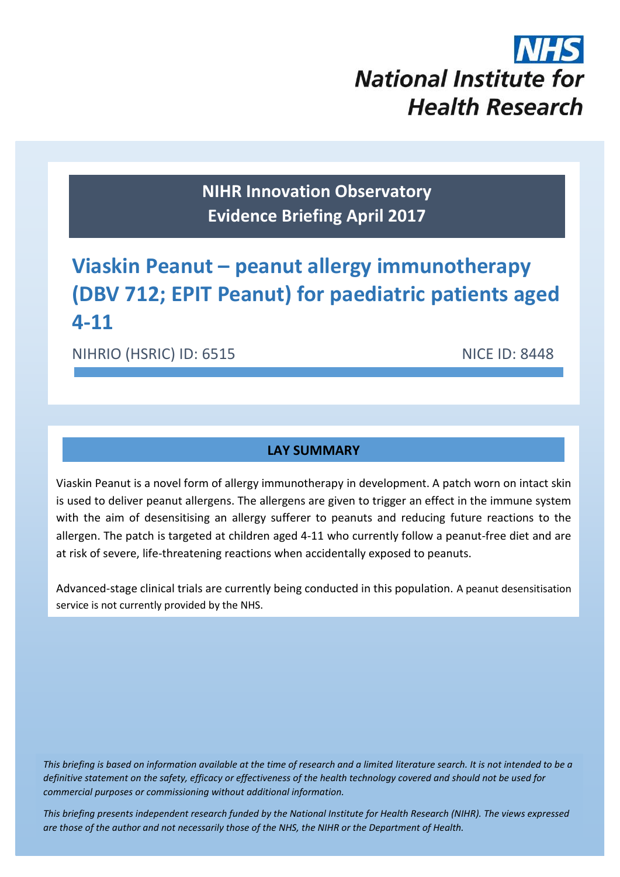NHS

National Institute for Health Research

**NIHR Innovation Observatory**
**Evidence Briefing April 2017**

# Viaskin Peanut – peanut allergy immunotherapy (DBV 712; EPIT Peanut) for paediatric patients aged 4-11

NIHRIO (HSRIC) ID: 6515 NICE ID: 8448

## LAY SUMMARY

Viaskin Peanut is a novel form of allergy immunotherapy in development. A patch worn on intact skin is used to deliver peanut allergens. The allergens are given to trigger an effect in the immune system with the aim of desensitising an allergy sufferer to peanuts and reducing future reactions to the allergen. The patch is targeted at children aged 4-11 who currently follow a peanut-free diet and are at risk of severe, life-threatening reactions when accidentally exposed to peanuts.

Advanced-stage clinical trials are currently being conducted in this population. A peanut desensitisation service is not currently provided by the NHS.

*This briefing is based on information available at the time of research and a limited literature search. It is not intended to be a definitive statement on the safety, efficacy or effectiveness of the health technology covered and should not be used for commercial purposes or commissioning without additional information.*

*This briefing presents independent research funded by the National Institute for Health Research (NIHR). The views expressed are those of the author and not necessarily those of the NHS, the NIHR or the Department of Health.*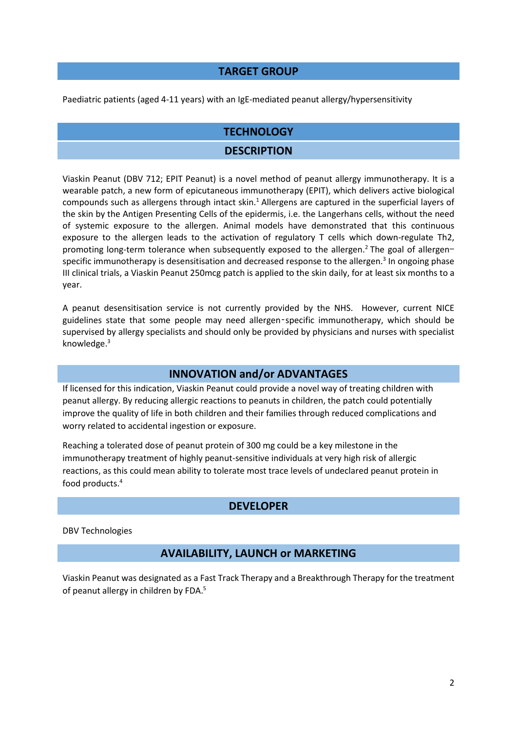## TARGET GROUP

Paediatric patients (aged 4-11 years) with an IgE-mediated peanut allergy/hypersensitivity

## TECHNOLOGY

### DESCRIPTION

Viaskin Peanut (DBV 712; EPIT Peanut) is a novel method of peanut allergy immunotherapy. It is a wearable patch, a new form of epicutaneous immunotherapy (EPIT), which delivers active biological compounds such as allergens through intact skin.[1] Allergens are captured in the superficial layers of the skin by the Antigen Presenting Cells of the epidermis, i.e. the Langerhans cells, without the need of systemic exposure to the allergen. Animal models have demonstrated that this continuous exposure to the allergen leads to the activation of regulatory T cells which down-regulate Th2, promoting long-term tolerance when subsequently exposed to the allergen.[2] The goal of allergen–specific immunotherapy is desensitisation and decreased response to the allergen.[3] In ongoing phase III clinical trials, a Viaskin Peanut 250mcg patch is applied to the skin daily, for at least six months to a year.

A peanut desensitisation service is not currently provided by the NHS. However, current NICE guidelines state that some people may need allergen-specific immunotherapy, which should be supervised by allergy specialists and should only be provided by physicians and nurses with specialist knowledge.[3]

### INNOVATION and/or ADVANTAGES

If licensed for this indication, Viaskin Peanut could provide a novel way of treating children with peanut allergy. By reducing allergic reactions to peanuts in children, the patch could potentially improve the quality of life in both children and their families through reduced complications and worry related to accidental ingestion or exposure.

Reaching a tolerated dose of peanut protein of 300 mg could be a key milestone in the immunotherapy treatment of highly peanut-sensitive individuals at very high risk of allergic reactions, as this could mean ability to tolerate most trace levels of undeclared peanut protein in food products.[4]

### DEVELOPER

DBV Technologies

### AVAILABILITY, LAUNCH or MARKETING

Viaskin Peanut was designated as a Fast Track Therapy and a Breakthrough Therapy for the treatment of peanut allergy in children by FDA.[5]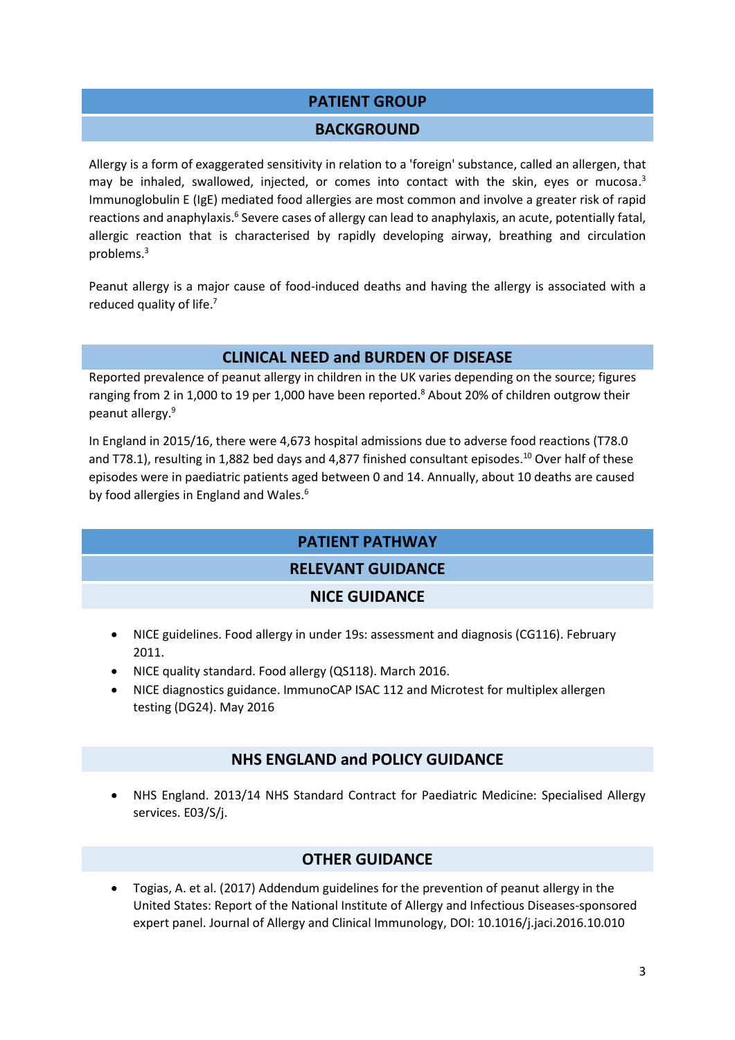# PATIENT GROUP

## BACKGROUND

Allergy is a form of exaggerated sensitivity in relation to a 'foreign' substance, called an allergen, that may be inhaled, swallowed, injected, or comes into contact with the skin, eyes or mucosa.[3] Immunoglobulin E (IgE) mediated food allergies are most common and involve a greater risk of rapid reactions and anaphylaxis.[6] Severe cases of allergy can lead to anaphylaxis, an acute, potentially fatal, allergic reaction that is characterised by rapidly developing airway, breathing and circulation problems.[3]

Peanut allergy is a major cause of food-induced deaths and having the allergy is associated with a reduced quality of life.[7]

## CLINICAL NEED and BURDEN OF DISEASE

Reported prevalence of peanut allergy in children in the UK varies depending on the source; figures ranging from 2 in 1,000 to 19 per 1,000 have been reported.[8] About 20% of children outgrow their peanut allergy.[9]

In England in 2015/16, there were 4,673 hospital admissions due to adverse food reactions (T78.0 and T78.1), resulting in 1,882 bed days and 4,877 finished consultant episodes.[10] Over half of these episodes were in paediatric patients aged between 0 and 14. Annually, about 10 deaths are caused by food allergies in England and Wales.[6]

# PATIENT PATHWAY

## RELEVANT GUIDANCE

### NICE GUIDANCE

- NICE guidelines. Food allergy in under 19s: assessment and diagnosis (CG116). February 2011.
- NICE quality standard. Food allergy (QS118). March 2016.
- NICE diagnostics guidance. ImmunoCAP ISAC 112 and Microtest for multiplex allergen testing (DG24). May 2016

### NHS ENGLAND and POLICY GUIDANCE

- NHS England. 2013/14 NHS Standard Contract for Paediatric Medicine: Specialised Allergy services. E03/S/j.

### OTHER GUIDANCE

- Togias, A. et al. (2017) Addendum guidelines for the prevention of peanut allergy in the United States: Report of the National Institute of Allergy and Infectious Diseases-sponsored expert panel. Journal of Allergy and Clinical Immunology, DOI: 10.1016/j.jaci.2016.10.010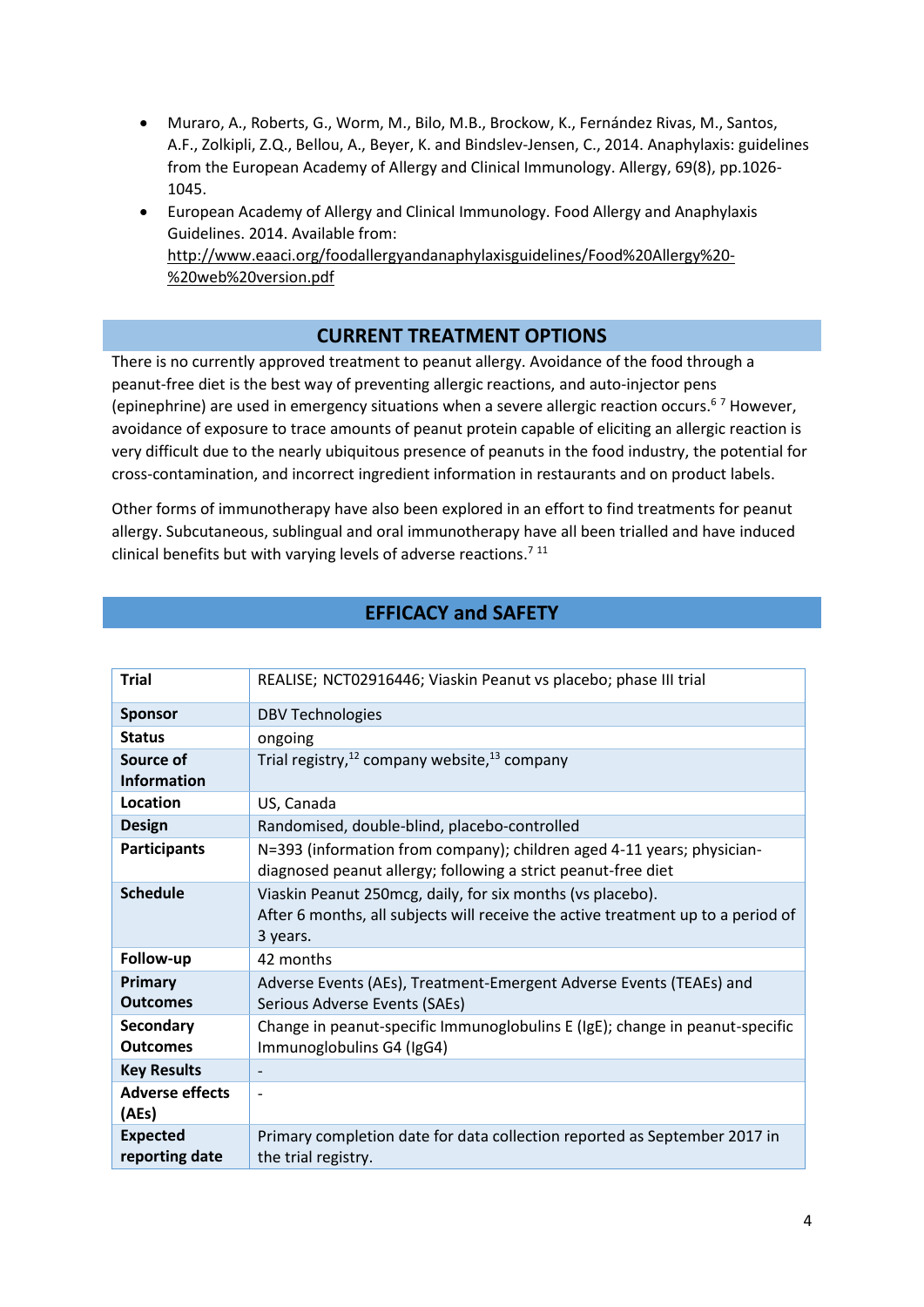- Muraro, A., Roberts, G., Worm, M., Bilo, M.B., Brockow, K., Fernández Rivas, M., Santos, A.F., Zolkipli, Z.Q., Bellou, A., Beyer, K. and Bindslev-Jensen, C., 2014. Anaphylaxis: guidelines from the European Academy of Allergy and Clinical Immunology. Allergy, 69(8), pp.1026-1045.
- European Academy of Allergy and Clinical Immunology. Food Allergy and Anaphylaxis Guidelines. 2014. Available from: [http://www.eaaci.org/foodallergyandanaphylaxisguidelines/Food%20Allergy%20-%20web%20version.pdf](http://www.eaaci.org/foodallergyandanaphylaxisguidelines/Food%20Allergy%20-%20web%20version.pdf)

## CURRENT TREATMENT OPTIONS

There is no currently approved treatment to peanut allergy. Avoidance of the food through a peanut-free diet is the best way of preventing allergic reactions, and auto-injector pens (epinephrine) are used in emergency situations when a severe allergic reaction occurs.[6 7] However, avoidance of exposure to trace amounts of peanut protein capable of eliciting an allergic reaction is very difficult due to the nearly ubiquitous presence of peanuts in the food industry, the potential for cross-contamination, and incorrect ingredient information in restaurants and on product labels.

Other forms of immunotherapy have also been explored in an effort to find treatments for peanut allergy. Subcutaneous, sublingual and oral immunotherapy have all been trialled and have induced clinical benefits but with varying levels of adverse reactions.[7 11]

## EFFICACY and SAFETY

| **Trial** | REALISE; NCT02916446; Viaskin Peanut vs placebo; phase III trial |
|---|---|
| **Sponsor** | DBV Technologies |
| **Status** | ongoing |
| **Source of Information** | Trial registry,[12] company website,[13] company |
| **Location** | US, Canada |
| **Design** | Randomised, double-blind, placebo-controlled |
| **Participants** | N=393 (information from company); children aged 4-11 years; physician-diagnosed peanut allergy; following a strict peanut-free diet |
| **Schedule** | Viaskin Peanut 250mcg, daily, for six months (vs placebo).<br>After 6 months, all subjects will receive the active treatment up to a period of 3 years. |
| **Follow-up** | 42 months |
| **Primary Outcomes** | Adverse Events (AEs), Treatment-Emergent Adverse Events (TEAEs) and Serious Adverse Events (SAEs) |
| **Secondary Outcomes** | Change in peanut-specific Immunoglobulins E (IgE); change in peanut-specific Immunoglobulins G4 (IgG4) |
| **Key Results** | - |
| **Adverse effects (AEs)** | - |
| **Expected reporting date** | Primary completion date for data collection reported as September 2017 in the trial registry. |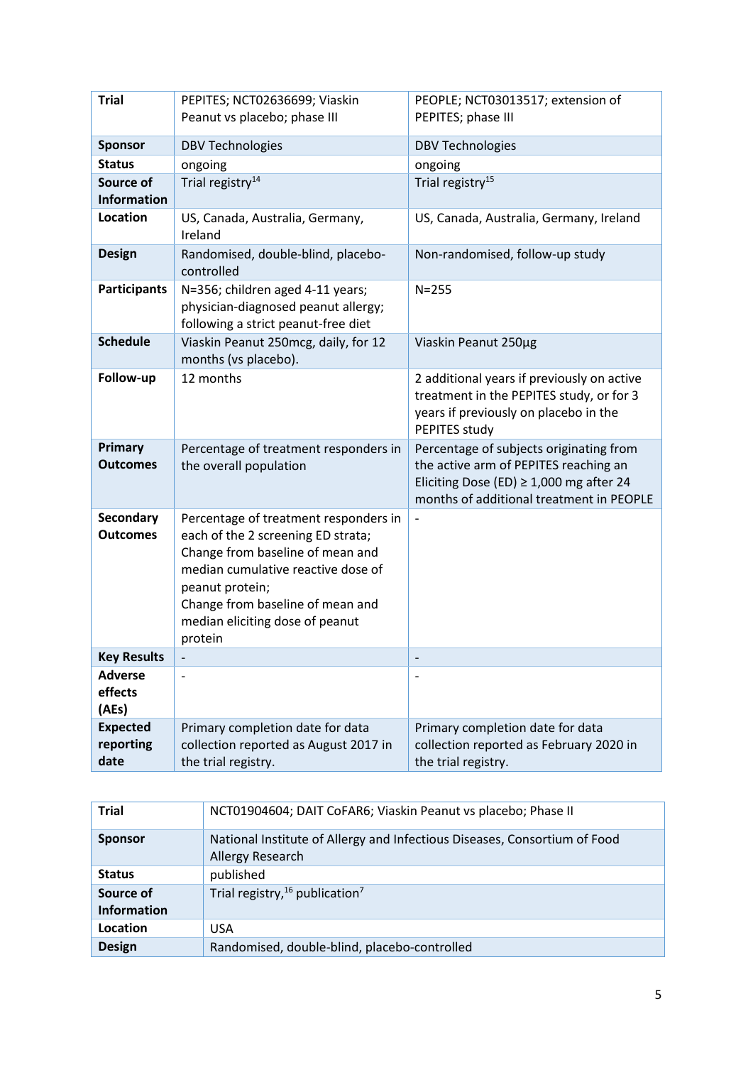| Trial | PEPITES; NCT02636699; Viaskin Peanut vs placebo; phase III | PEOPLE; NCT03013517; extension of PEPITES; phase III |
|---|---|---|
| Sponsor | DBV Technologies | DBV Technologies |
| Status | ongoing | ongoing |
| Source of Information | Trial registry[14] | Trial registry[15] |
| Location | US, Canada, Australia, Germany, Ireland | US, Canada, Australia, Germany, Ireland |
| Design | Randomised, double-blind, placebo-controlled | Non-randomised, follow-up study |
| Participants | N=356; children aged 4-11 years; physician-diagnosed peanut allergy; following a strict peanut-free diet | N=255 |
| Schedule | Viaskin Peanut 250mcg, daily, for 12 months (vs placebo). | Viaskin Peanut 250µg |
| Follow-up | 12 months | 2 additional years if previously on active treatment in the PEPITES study, or for 3 years if previously on placebo in the PEPITES study |
| Primary Outcomes | Percentage of treatment responders in the overall population | Percentage of subjects originating from the active arm of PEPITES reaching an Eliciting Dose (ED) ≥ 1,000 mg after 24 months of additional treatment in PEOPLE |
| Secondary Outcomes | Percentage of treatment responders in each of the 2 screening ED strata; Change from baseline of mean and median cumulative reactive dose of peanut protein; Change from baseline of mean and median eliciting dose of peanut protein | - |
| Key Results | - | - |
| Adverse effects (AEs) | - | - |
| Expected reporting date | Primary completion date for data collection reported as August 2017 in the trial registry. | Primary completion date for data collection reported as February 2020 in the trial registry. |

| Trial | NCT01904604; DAIT CoFAR6; Viaskin Peanut vs placebo; Phase II |
|---|---|
| Sponsor | National Institute of Allergy and Infectious Diseases, Consortium of Food Allergy Research |
| Status | published |
| Source of Information | Trial registry,[16] publication[7] |
| Location | USA |
| Design | Randomised, double-blind, placebo-controlled |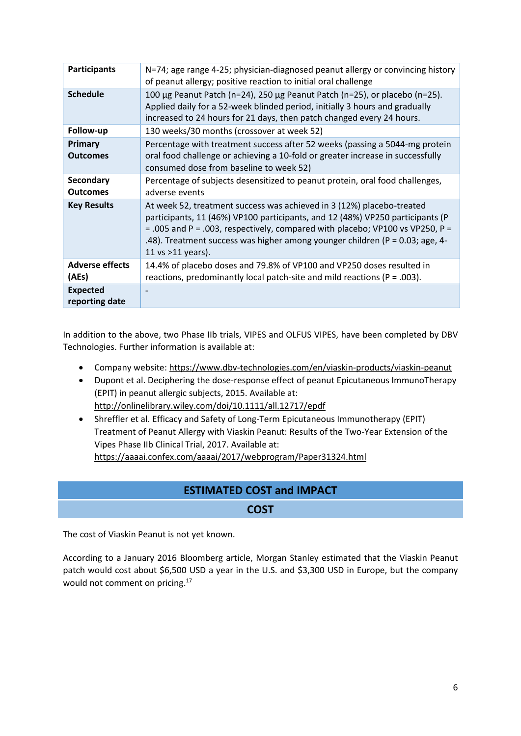| | |
|---|---|
| **Participants** | N=74; age range 4-25; physician-diagnosed peanut allergy or convincing history of peanut allergy; positive reaction to initial oral challenge |
| **Schedule** | 100 µg Peanut Patch (n=24), 250 µg Peanut Patch (n=25), or placebo (n=25). Applied daily for a 52-week blinded period, initially 3 hours and gradually increased to 24 hours for 21 days, then patch changed every 24 hours. |
| **Follow-up** | 130 weeks/30 months (crossover at week 52) |
| **Primary Outcomes** | Percentage with treatment success after 52 weeks (passing a 5044-mg protein oral food challenge or achieving a 10-fold or greater increase in successfully consumed dose from baseline to week 52) |
| **Secondary Outcomes** | Percentage of subjects desensitized to peanut protein, oral food challenges, adverse events |
| **Key Results** | At week 52, treatment success was achieved in 3 (12%) placebo-treated participants, 11 (46%) VP100 participants, and 12 (48%) VP250 participants ($P = .005$ and $P = .003$, respectively, compared with placebo; VP100 vs VP250, $P = .48$). Treatment success was higher among younger children ($P = 0.03$; age, 4-11 vs >11 years). |
| **Adverse effects (AEs)** | 14.4% of placebo doses and 79.8% of VP100 and VP250 doses resulted in reactions, predominantly local patch-site and mild reactions ($P = .003$). |
| **Expected reporting date** | - |

In addition to the above, two Phase IIb trials, VIPES and OLFUS VIPES, have been completed by DBV Technologies. Further information is available at:

- Company website: https://www.dbv-technologies.com/en/viaskin-products/viaskin-peanut
- Dupont et al. Deciphering the dose-response effect of peanut Epicutaneous ImmunoTherapy (EPIT) in peanut allergic subjects, 2015. Available at: http://onlinelibrary.wiley.com/doi/10.1111/all.12717/epdf
- Shreffler et al. Efficacy and Safety of Long-Term Epicutaneous Immunotherapy (EPIT) Treatment of Peanut Allergy with Viaskin Peanut: Results of the Two-Year Extension of the Vipes Phase IIb Clinical Trial, 2017. Available at: https://aaaai.confex.com/aaaai/2017/webprogram/Paper31324.html

## ESTIMATED COST and IMPACT

### COST

The cost of Viaskin Peanut is not yet known.

According to a January 2016 Bloomberg article, Morgan Stanley estimated that the Viaskin Peanut patch would cost about $6,500 USD a year in the U.S. and $3,300 USD in Europe, but the company would not comment on pricing.[17]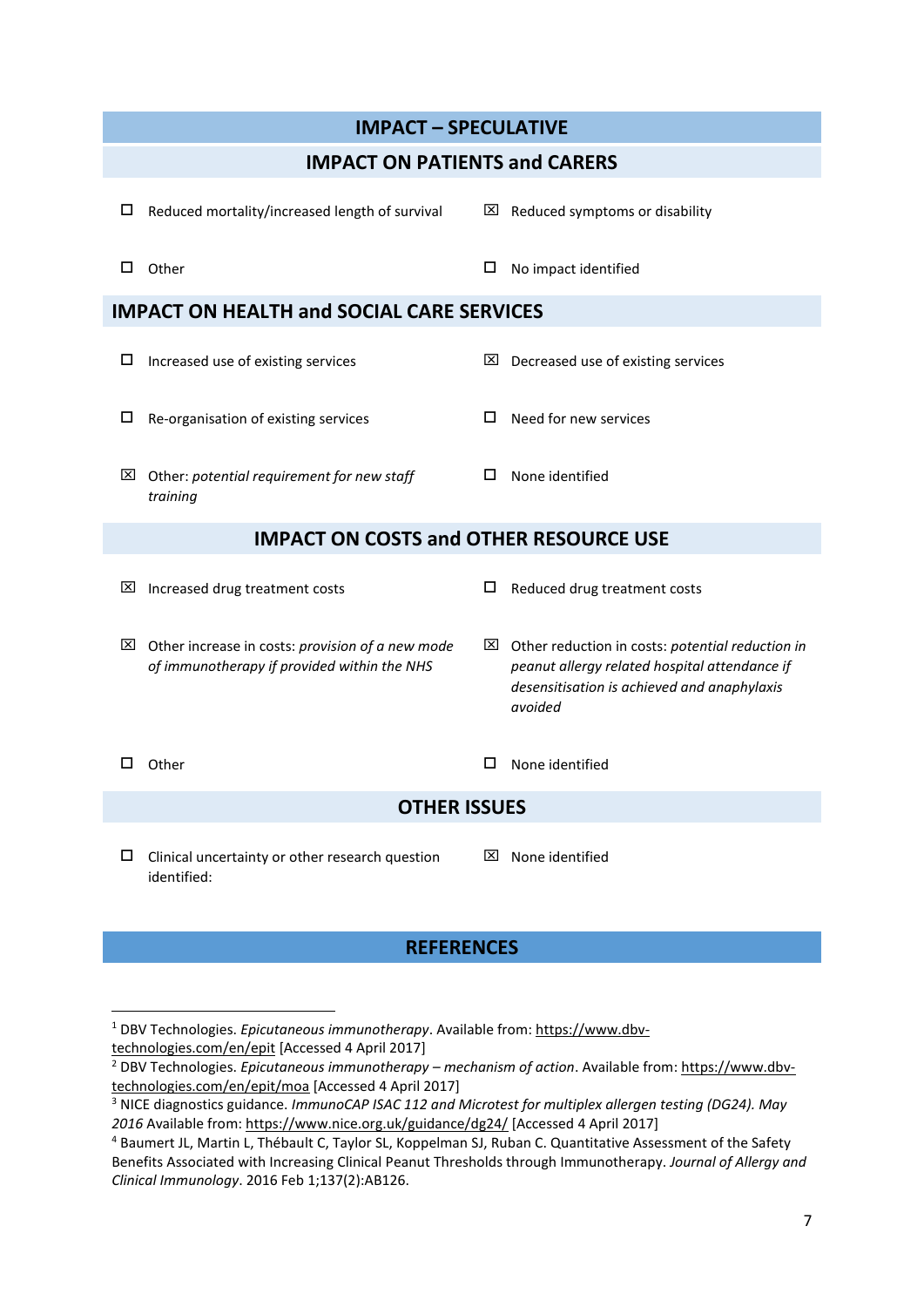## IMPACT – SPECULATIVE

### IMPACT ON PATIENTS and CARERS

☐ Reduced mortality/increased length of survival

☒ Reduced symptoms or disability

☐ Other

☐ No impact identified

### IMPACT ON HEALTH and SOCIAL CARE SERVICES

☐ Increased use of existing services

☒ Decreased use of existing services

☐ Re-organisation of existing services

☐ Need for new services

☒ Other: *potential requirement for new staff training*

☐ None identified

### IMPACT ON COSTS and OTHER RESOURCE USE

☒ Increased drug treatment costs

☐ Reduced drug treatment costs

☒ Other increase in costs: *provision of a new mode of immunotherapy if provided within the NHS*

☒ Other reduction in costs: *potential reduction in peanut allergy related hospital attendance if desensitisation is achieved and anaphylaxis avoided*

☐ Other

☐ None identified

### OTHER ISSUES

☐ Clinical uncertainty or other research question identified:

☒ None identified

## REFERENCES

[1] DBV Technologies. *Epicutaneous immunotherapy*. Available from: https://www.dbv-technologies.com/en/epit [Accessed 4 April 2017]

[2] DBV Technologies. *Epicutaneous immunotherapy – mechanism of action*. Available from: https://www.dbv-technologies.com/en/epit/moa [Accessed 4 April 2017]

[3] NICE diagnostics guidance. *ImmunoCAP ISAC 112 and Microtest for multiplex allergen testing (DG24). May 2016* Available from: https://www.nice.org.uk/guidance/dg24/ [Accessed 4 April 2017]

[4] Baumert JL, Martin L, Thébault C, Taylor SL, Koppelman SJ, Ruban C. Quantitative Assessment of the Safety Benefits Associated with Increasing Clinical Peanut Thresholds through Immunotherapy. *Journal of Allergy and Clinical Immunology*. 2016 Feb 1;137(2):AB126.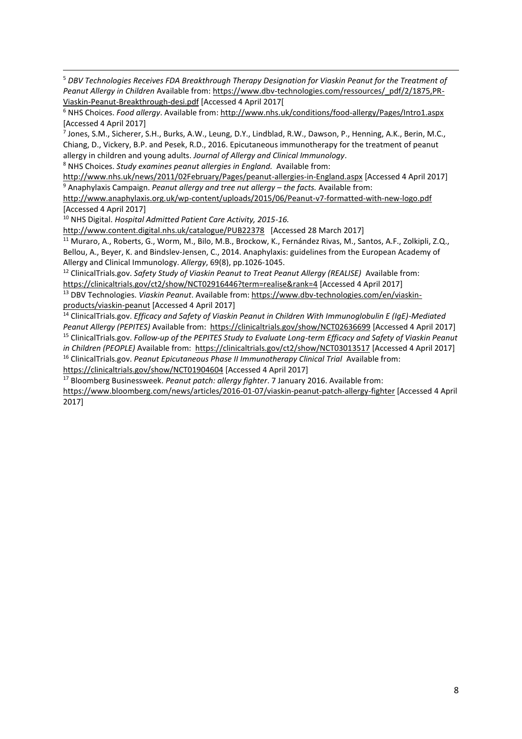[5] *DBV Technologies Receives FDA Breakthrough Therapy Designation for Viaskin Peanut for the Treatment of Peanut Allergy in Children* Available from: https://www.dbv-technologies.com/ressources/_pdf/2/1875,PR-Viaskin-Peanut-Breakthrough-desi.pdf [Accessed 4 April 2017[

[6] NHS Choices. *Food allergy*. Available from: http://www.nhs.uk/conditions/food-allergy/Pages/Intro1.aspx [Accessed 4 April 2017]

[7] Jones, S.M., Sicherer, S.H., Burks, A.W., Leung, D.Y., Lindblad, R.W., Dawson, P., Henning, A.K., Berin, M.C., Chiang, D., Vickery, B.P. and Pesek, R.D., 2016. Epicutaneous immunotherapy for the treatment of peanut allergy in children and young adults. *Journal of Allergy and Clinical Immunology*.

[8] NHS Choices. *Study examines peanut allergies in England.* Available from: http://www.nhs.uk/news/2011/02February/Pages/peanut-allergies-in-England.aspx [Accessed 4 April 2017]

[9] Anaphylaxis Campaign. *Peanut allergy and tree nut allergy – the facts.* Available from: http://www.anaphylaxis.org.uk/wp-content/uploads/2015/06/Peanut-v7-formatted-with-new-logo.pdf [Accessed 4 April 2017]

[10] NHS Digital. *Hospital Admitted Patient Care Activity, 2015-16.* http://www.content.digital.nhs.uk/catalogue/PUB22378 [Accessed 28 March 2017]

[11] Muraro, A., Roberts, G., Worm, M., Bilo, M.B., Brockow, K., Fernández Rivas, M., Santos, A.F., Zolkipli, Z.Q., Bellou, A., Beyer, K. and Bindslev-Jensen, C., 2014. Anaphylaxis: guidelines from the European Academy of Allergy and Clinical Immunology. *Allergy*, 69(8), pp.1026-1045.

[12] ClinicalTrials.gov. *Safety Study of Viaskin Peanut to Treat Peanut Allergy (REALISE)* Available from: https://clinicaltrials.gov/ct2/show/NCT02916446?term=realise&rank=4 [Accessed 4 April 2017]

[13] DBV Technologies. *Viaskin Peanut*. Available from: https://www.dbv-technologies.com/en/viaskin-products/viaskin-peanut [Accessed 4 April 2017]

[14] ClinicalTrials.gov. *Efficacy and Safety of Viaskin Peanut in Children With Immunoglobulin E (IgE)-Mediated Peanut Allergy (PEPITES)* Available from: https://clinicaltrials.gov/show/NCT02636699 [Accessed 4 April 2017]

[15] ClinicalTrials.gov. *Follow-up of the PEPITES Study to Evaluate Long-term Efficacy and Safety of Viaskin Peanut in Children (PEOPLE)* Available from: https://clinicaltrials.gov/ct2/show/NCT03013517 [Accessed 4 April 2017]

[16] ClinicalTrials.gov. *Peanut Epicutaneous Phase II Immunotherapy Clinical Trial* Available from: https://clinicaltrials.gov/show/NCT01904604 [Accessed 4 April 2017]

[17] Bloomberg Businessweek. *Peanut patch: allergy fighter*. 7 January 2016. Available from: https://www.bloomberg.com/news/articles/2016-01-07/viaskin-peanut-patch-allergy-fighter [Accessed 4 April 2017]